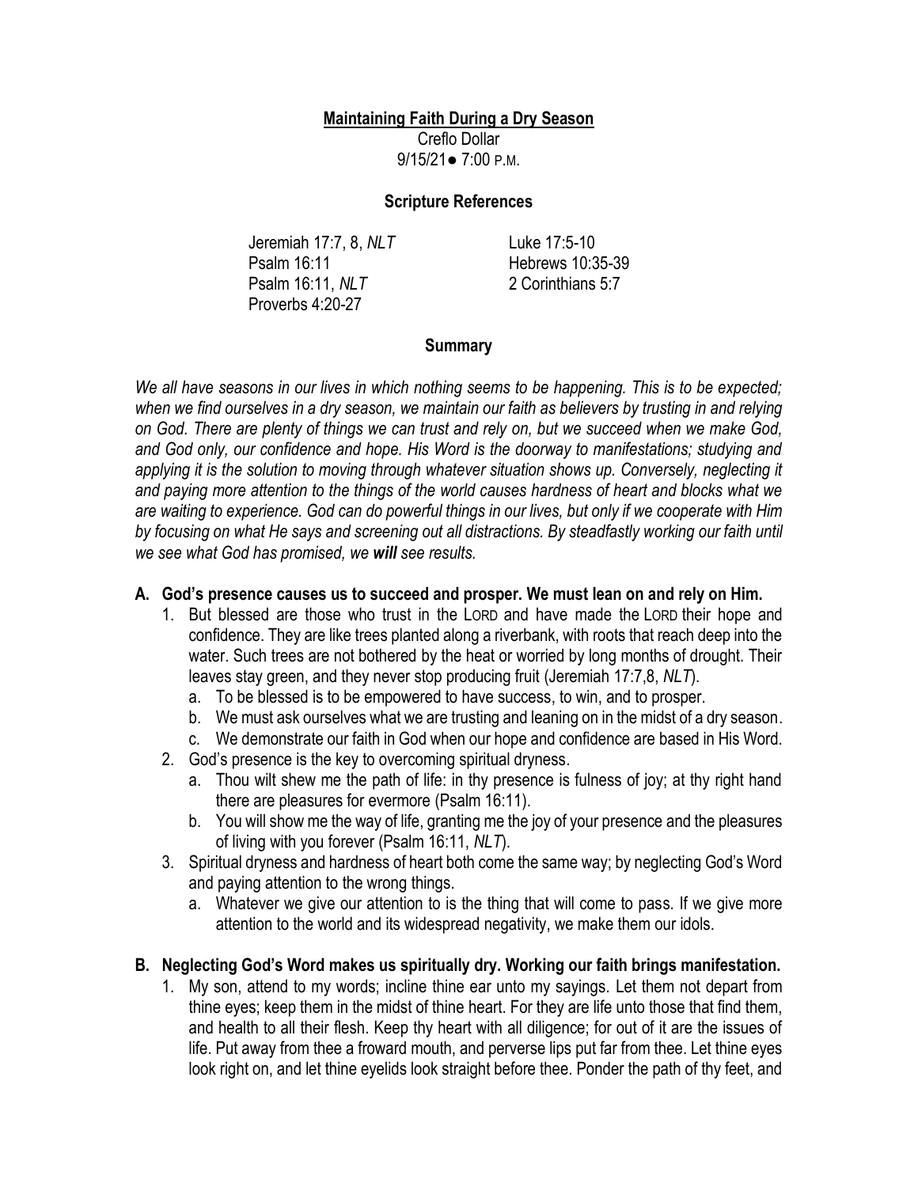# Maintaining Faith During a Dry Season

Creflo Dollar
9/15/21● 7:00 P.M.

## Scripture References

Jeremiah 17:7, 8, *NLT*
Psalm 16:11
Psalm 16:11, *NLT*
Proverbs 4:20-27
Luke 17:5-10
Hebrews 10:35-39
2 Corinthians 5:7

## Summary

*We all have seasons in our lives in which nothing seems to be happening. This is to be expected; when we find ourselves in a dry season, we maintain our faith as believers by trusting in and relying on God. There are plenty of things we can trust and rely on, but we succeed when we make God, and God only, our confidence and hope. His Word is the doorway to manifestations; studying and applying it is the solution to moving through whatever situation shows up. Conversely, neglecting it and paying more attention to the things of the world causes hardness of heart and blocks what we are waiting to experience. God can do powerful things in our lives, but only if we cooperate with Him by focusing on what He says and screening out all distractions. By steadfastly working our faith until we see what God has promised, we **will** see results.*

**A. God's presence causes us to succeed and prosper. We must lean on and rely on Him.**

1. But blessed are those who trust in the LORD and have made the LORD their hope and confidence. They are like trees planted along a riverbank, with roots that reach deep into the water. Such trees are not bothered by the heat or worried by long months of drought. Their leaves stay green, and they never stop producing fruit (Jeremiah 17:7,8, *NLT*).
   a. To be blessed is to be empowered to have success, to win, and to prosper.
   b. We must ask ourselves what we are trusting and leaning on in the midst of a dry season.
   c. We demonstrate our faith in God when our hope and confidence are based in His Word.
2. God's presence is the key to overcoming spiritual dryness.
   a. Thou wilt shew me the path of life: in thy presence is fulness of joy; at thy right hand there are pleasures for evermore (Psalm 16:11).
   b. You will show me the way of life, granting me the joy of your presence and the pleasures of living with you forever (Psalm 16:11, *NLT*).
3. Spiritual dryness and hardness of heart both come the same way; by neglecting God's Word and paying attention to the wrong things.
   a. Whatever we give our attention to is the thing that will come to pass. If we give more attention to the world and its widespread negativity, we make them our idols.

**B. Neglecting God's Word makes us spiritually dry. Working our faith brings manifestation.**

1. My son, attend to my words; incline thine ear unto my sayings. Let them not depart from thine eyes; keep them in the midst of thine heart. For they are life unto those that find them, and health to all their flesh. Keep thy heart with all diligence; for out of it are the issues of life. Put away from thee a froward mouth, and perverse lips put far from thee. Let thine eyes look right on, and let thine eyelids look straight before thee. Ponder the path of thy feet, and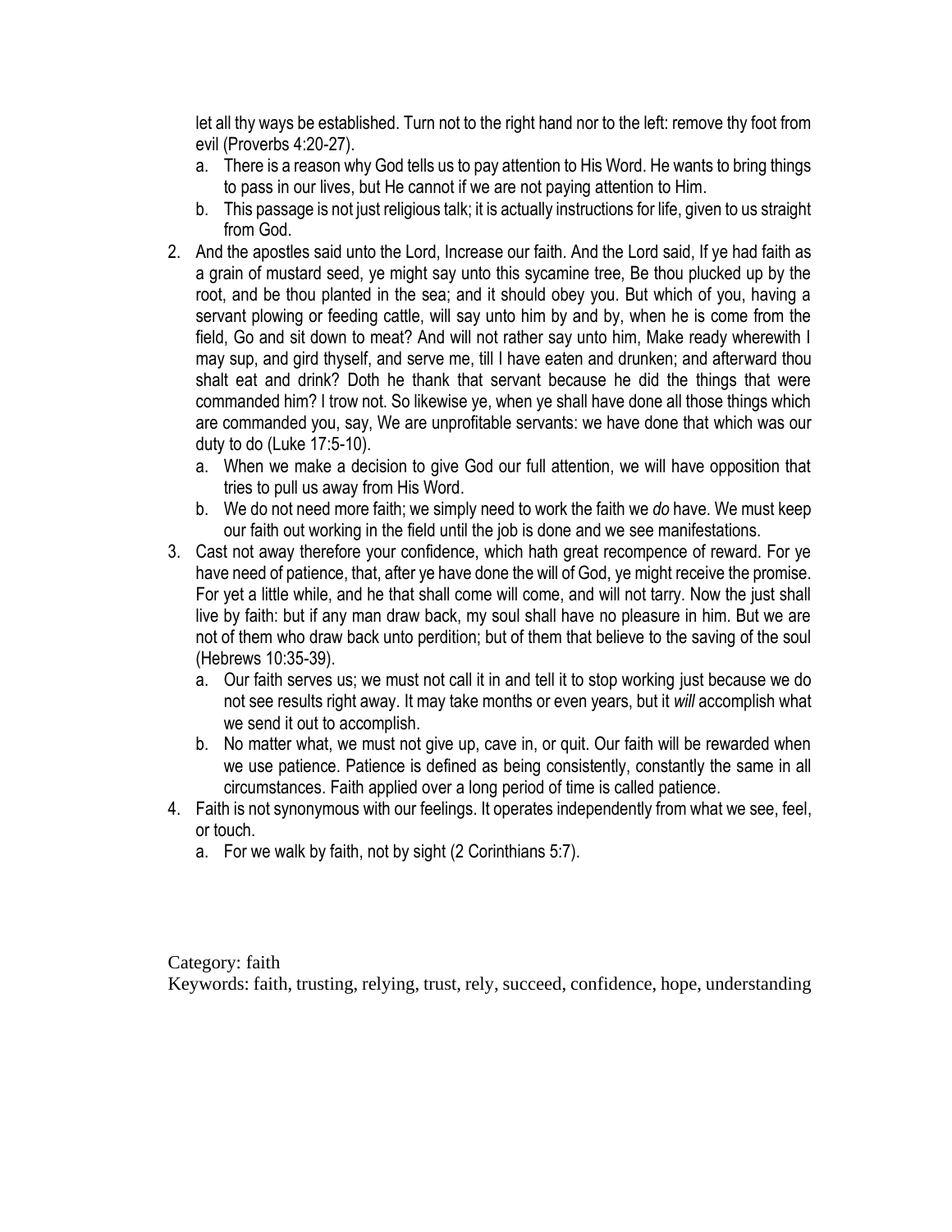let all thy ways be established. Turn not to the right hand nor to the left: remove thy foot from evil (Proverbs 4:20-27).

   a. There is a reason why God tells us to pay attention to His Word. He wants to bring things to pass in our lives, but He cannot if we are not paying attention to Him.
   b. This passage is not just religious talk; it is actually instructions for life, given to us straight from God.

2. And the apostles said unto the Lord, Increase our faith. And the Lord said, If ye had faith as a grain of mustard seed, ye might say unto this sycamine tree, Be thou plucked up by the root, and be thou planted in the sea; and it should obey you. But which of you, having a servant plowing or feeding cattle, will say unto him by and by, when he is come from the field, Go and sit down to meat? And will not rather say unto him, Make ready wherewith I may sup, and gird thyself, and serve me, till I have eaten and drunken; and afterward thou shalt eat and drink? Doth he thank that servant because he did the things that were commanded him? I trow not. So likewise ye, when ye shall have done all those things which are commanded you, say, We are unprofitable servants: we have done that which was our duty to do (Luke 17:5-10).
   a. When we make a decision to give God our full attention, we will have opposition that tries to pull us away from His Word.
   b. We do not need more faith; we simply need to work the faith we *do* have. We must keep our faith out working in the field until the job is done and we see manifestations.
3. Cast not away therefore your confidence, which hath great recompence of reward. For ye have need of patience, that, after ye have done the will of God, ye might receive the promise. For yet a little while, and he that shall come will come, and will not tarry. Now the just shall live by faith: but if any man draw back, my soul shall have no pleasure in him. But we are not of them who draw back unto perdition; but of them that believe to the saving of the soul (Hebrews 10:35-39).
   a. Our faith serves us; we must not call it in and tell it to stop working just because we do not see results right away. It may take months or even years, but it *will* accomplish what we send it out to accomplish.
   b. No matter what, we must not give up, cave in, or quit. Our faith will be rewarded when we use patience. Patience is defined as being consistently, constantly the same in all circumstances. Faith applied over a long period of time is called patience.
4. Faith is not synonymous with our feelings. It operates independently from what we see, feel, or touch.
   a. For we walk by faith, not by sight (2 Corinthians 5:7).

Category: faith
Keywords: faith, trusting, relying, trust, rely, succeed, confidence, hope, understanding